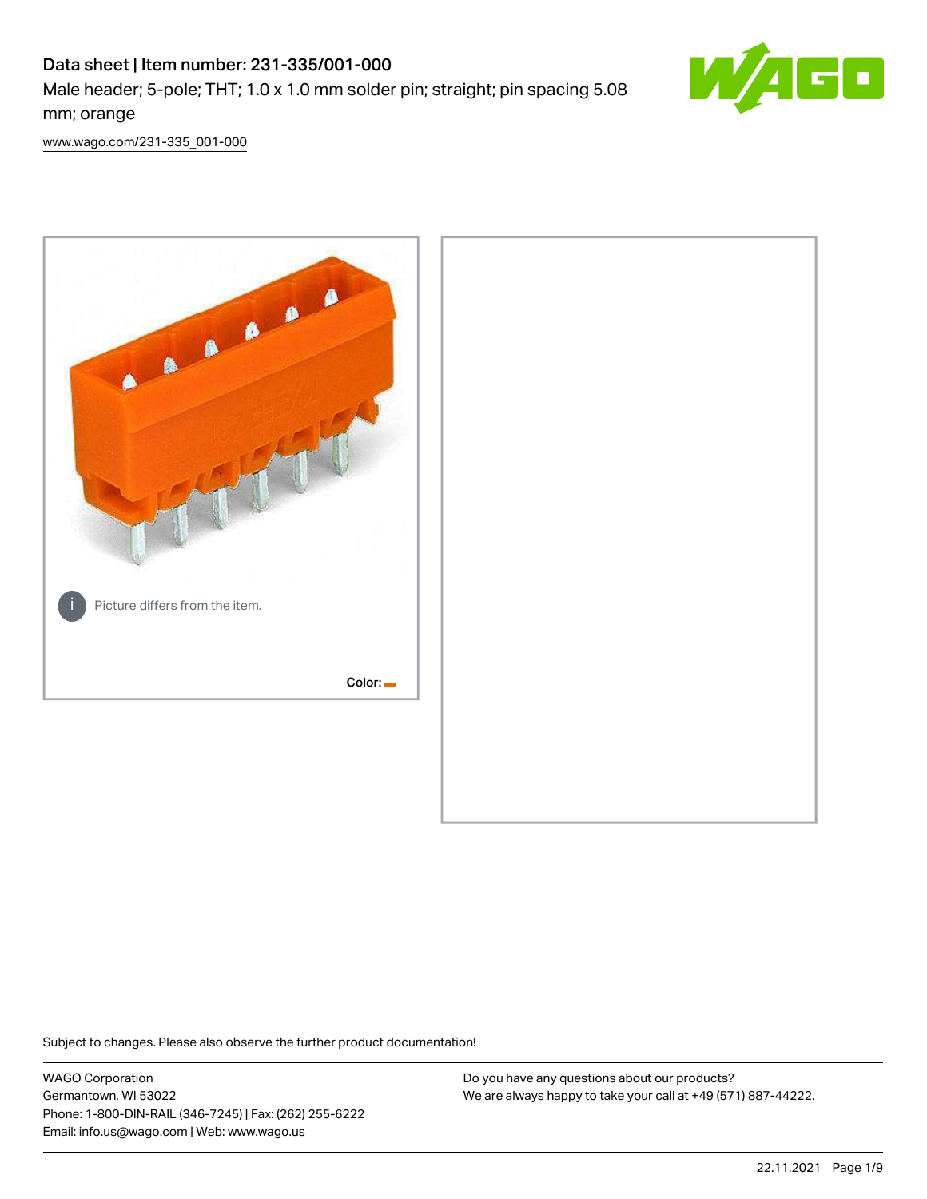# Data sheet | Item number: 231-335/001-000

Male header; 5-pole; THT; 1.0 x 1.0 mm solder pin; straight; pin spacing 5.08 mm; orange

www.wago.com/231-335_001-000

Picture differs from the item.

Color:

Subject to changes. Please also observe the further product documentation!

WAGO Corporation
Germantown, WI 53022
Phone: 1-800-DIN-RAIL (346-7245) | Fax: (262) 255-6222
Email: info.us@wago.com | Web: www.wago.us

Do you have any questions about our products?
We are always happy to take your call at +49 (571) 887-44222.

22.11.2021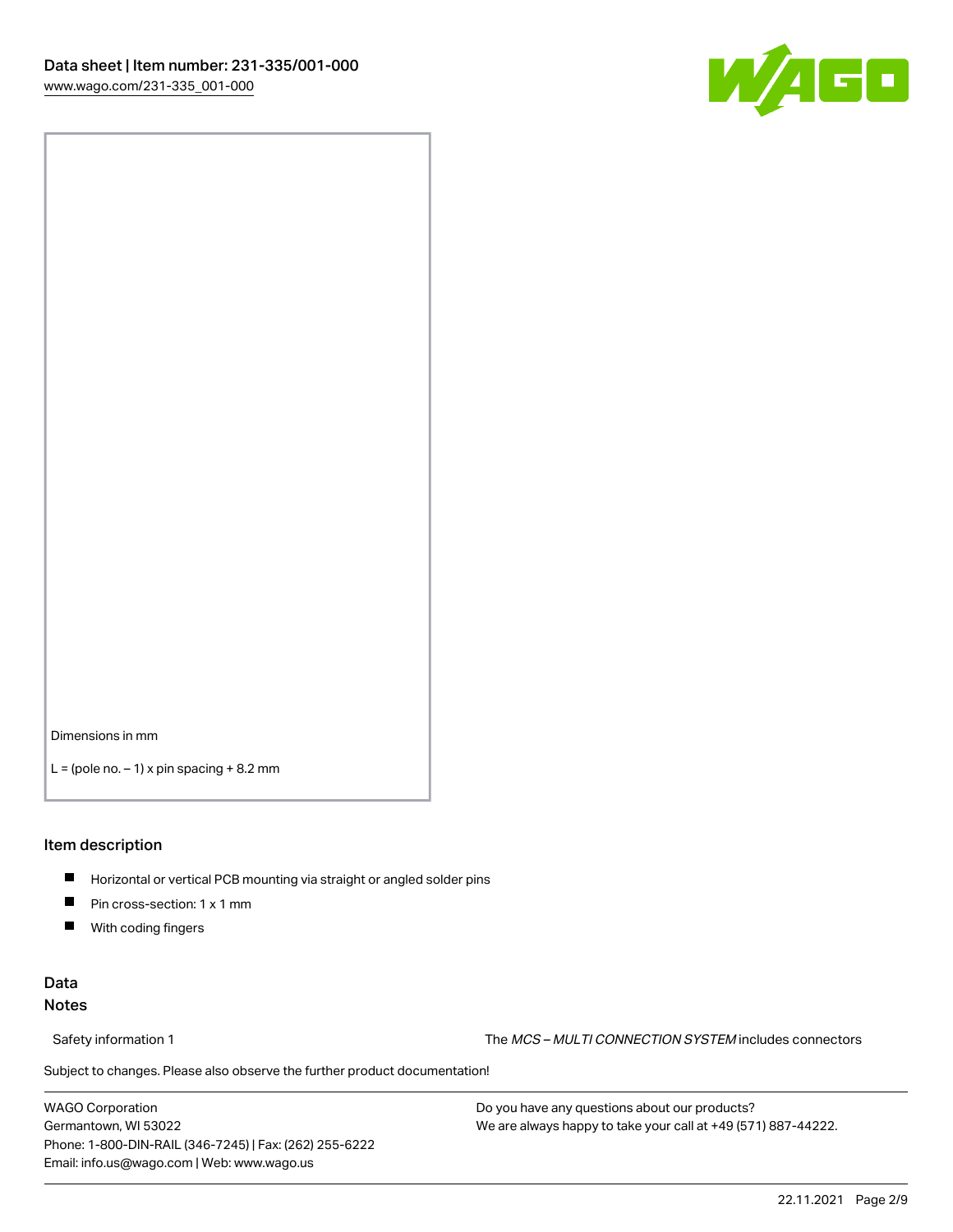Dimensions in mm

L = (pole no. – 1) x pin spacing + 8.2 mm

## Item description

- Horizontal or vertical PCB mounting via straight or angled solder pins
- Pin cross-section: 1 x 1 mm
- With coding fingers

## Data

### Notes

Safety information 1 — The *MCS – MULTI CONNECTION SYSTEM* includes connectors

Subject to changes. Please also observe the further product documentation!

WAGO Corporation
Germantown, WI 53022
Phone: 1-800-DIN-RAIL (346-7245) | Fax: (262) 255-6222
Email: info.us@wago.com | Web: www.wago.us

Do you have any questions about our products?
We are always happy to take your call at +49 (571) 887-44222.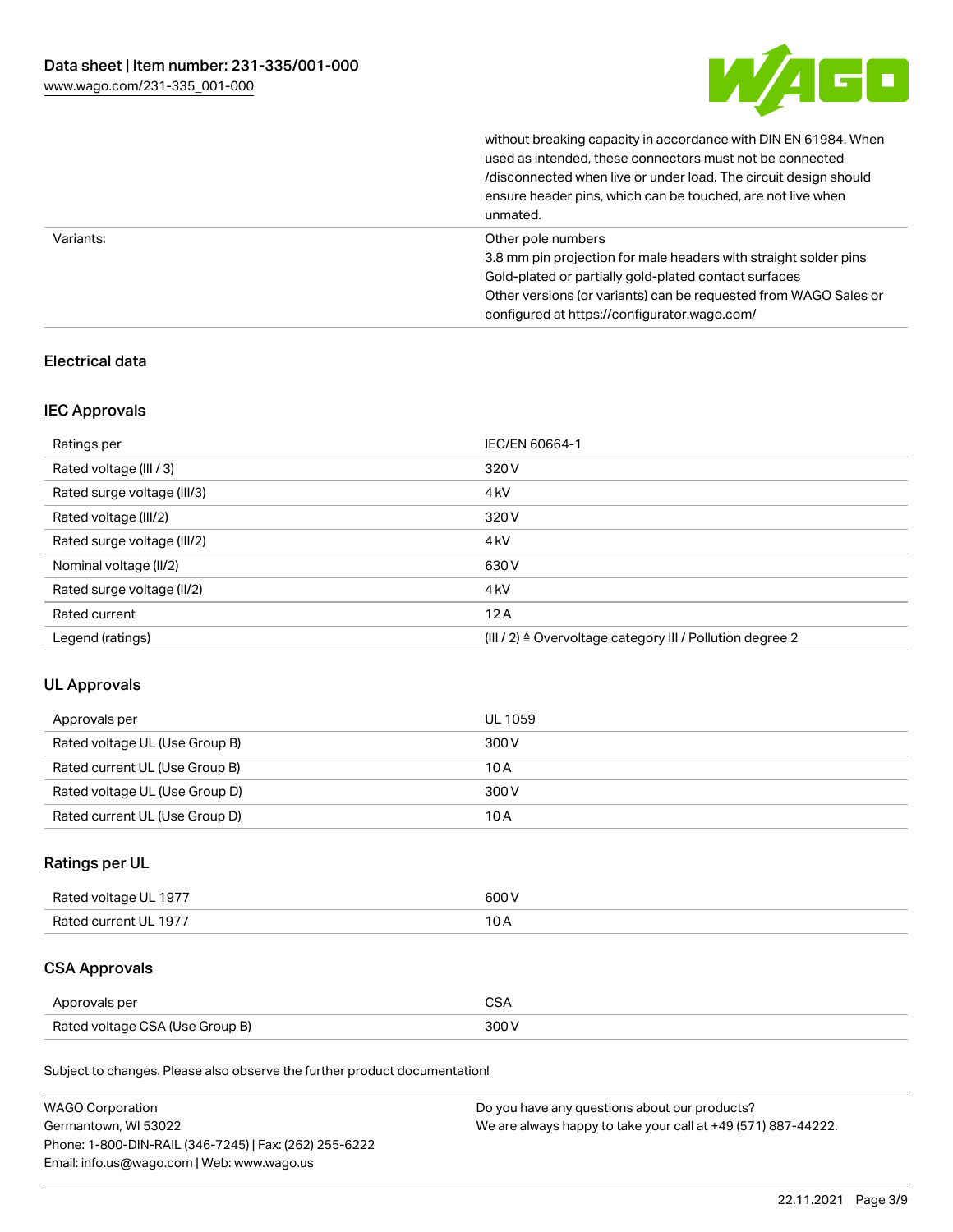| | |
|---|---|
| | without breaking capacity in accordance with DIN EN 61984. When used as intended, these connectors must not be connected /disconnected when live or under load. The circuit design should ensure header pins, which can be touched, are not live when unmated. |
| Variants: | Other pole numbers<br>3.8 mm pin projection for male headers with straight solder pins<br>Gold-plated or partially gold-plated contact surfaces<br>Other versions (or variants) can be requested from WAGO Sales or configured at https://configurator.wago.com/ |

## Electrical data

### IEC Approvals

| | |
|---|---|
| Ratings per | IEC/EN 60664-1 |
| Rated voltage (III / 3) | 320 V |
| Rated surge voltage (III/3) | 4 kV |
| Rated voltage (III/2) | 320 V |
| Rated surge voltage (III/2) | 4 kV |
| Nominal voltage (II/2) | 630 V |
| Rated surge voltage (II/2) | 4 kV |
| Rated current | 12 A |
| Legend (ratings) | (III / 2) ≙ Overvoltage category III / Pollution degree 2 |

### UL Approvals

| | |
|---|---|
| Approvals per | UL 1059 |
| Rated voltage UL (Use Group B) | 300 V |
| Rated current UL (Use Group B) | 10 A |
| Rated voltage UL (Use Group D) | 300 V |
| Rated current UL (Use Group D) | 10 A |

### Ratings per UL

| | |
|---|---|
| Rated voltage UL 1977 | 600 V |
| Rated current UL 1977 | 10 A |

### CSA Approvals

| | |
|---|---|
| Approvals per | CSA |
| Rated voltage CSA (Use Group B) | 300 V |

Subject to changes. Please also observe the further product documentation!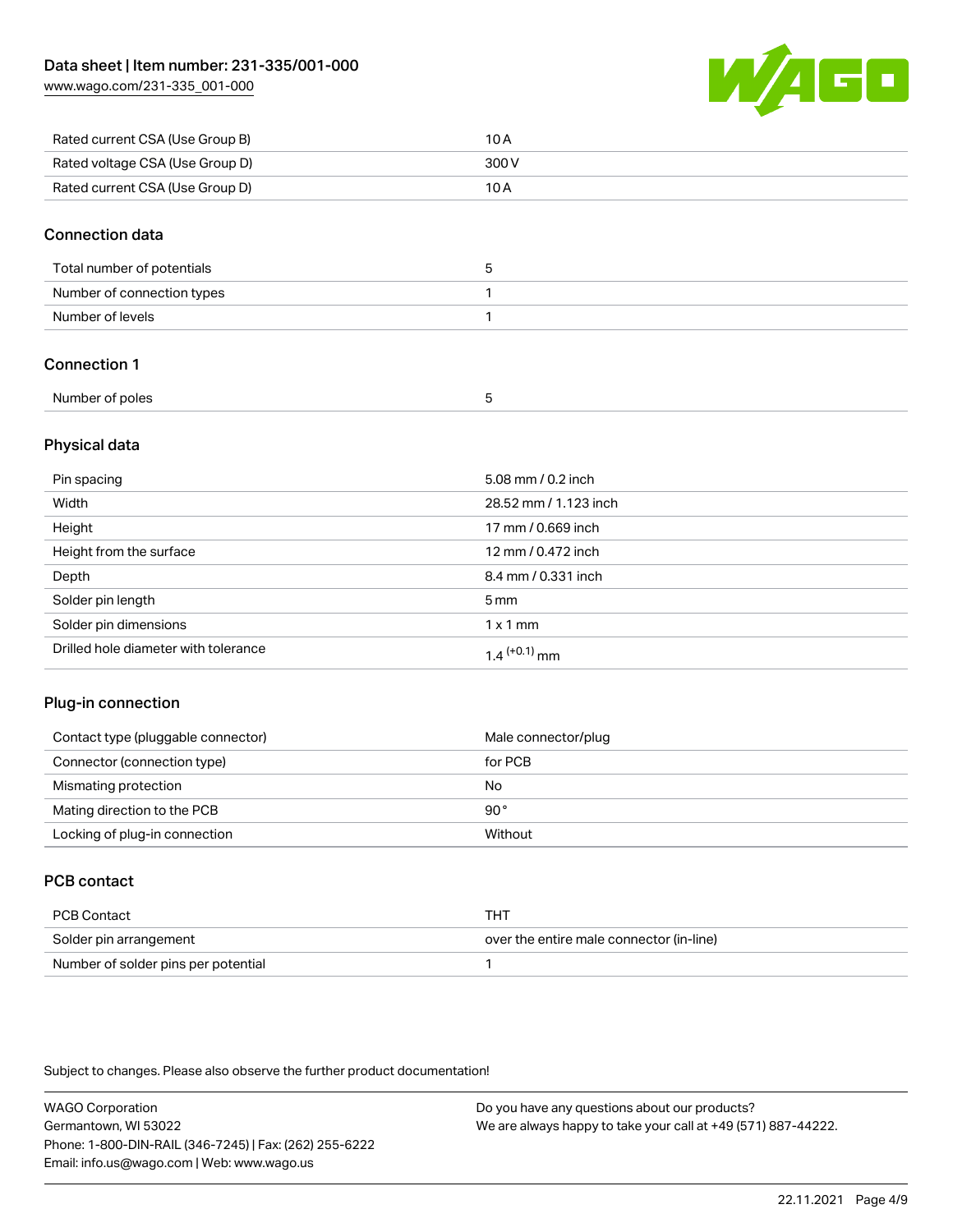| Rated current CSA (Use Group B) | 10 A |
| --- | --- |
| Rated voltage CSA (Use Group D) | 300 V |
| Rated current CSA (Use Group D) | 10 A |

## Connection data

| Total number of potentials | 5 |
| --- | --- |
| Number of connection types | 1 |
| Number of levels | 1 |

## Connection 1

| Number of poles | 5 |
| --- | --- |

## Physical data

| Pin spacing | 5.08 mm / 0.2 inch |
| --- | --- |
| Width | 28.52 mm / 1.123 inch |
| Height | 17 mm / 0.669 inch |
| Height from the surface | 12 mm / 0.472 inch |
| Depth | 8.4 mm / 0.331 inch |
| Solder pin length | 5 mm |
| Solder pin dimensions | 1 x 1 mm |
| Drilled hole diameter with tolerance | $1.4^{(+0.1)}$ mm |

## Plug-in connection

| Contact type (pluggable connector) | Male connector/plug |
| --- | --- |
| Connector (connection type) | for PCB |
| Mismating protection | No |
| Mating direction to the PCB | 90° |
| Locking of plug-in connection | Without |

## PCB contact

| PCB Contact | THT |
| --- | --- |
| Solder pin arrangement | over the entire male connector (in-line) |
| Number of solder pins per potential | 1 |

Subject to changes. Please also observe the further product documentation!

WAGO Corporation
Germantown, WI 53022
Phone: 1-800-DIN-RAIL (346-7245) | Fax: (262) 255-6222
Email: info.us@wago.com | Web: www.wago.us

Do you have any questions about our products?
We are always happy to take your call at +49 (571) 887-44222.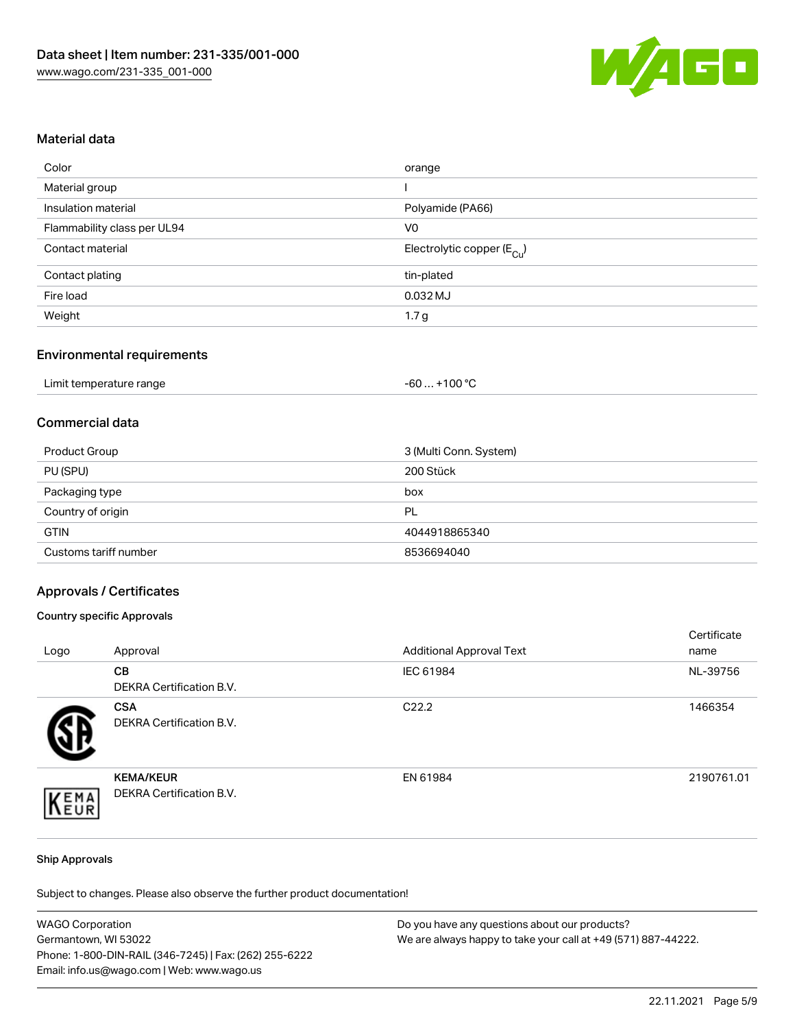## Material data

| | |
|---|---|
| Color | orange |
| Material group | I |
| Insulation material | Polyamide (PA66) |
| Flammability class per UL94 | V0 |
| Contact material | Electrolytic copper ($E_{Cu}$) |
| Contact plating | tin-plated |
| Fire load | 0.032 MJ |
| Weight | 1.7 g |

## Environmental requirements

| | |
|---|---|
| Limit temperature range | -60 … +100 °C |

## Commercial data

| | |
|---|---|
| Product Group | 3 (Multi Conn. System) |
| PU (SPU) | 200 Stück |
| Packaging type | box |
| Country of origin | PL |
| GTIN | 4044918865340 |
| Customs tariff number | 8536694040 |

## Approvals / Certificates

### Country specific Approvals

| Logo | Approval | Additional Approval Text | Certificate name |
|---|---|---|---|
| | **CB** DEKRA Certification B.V. | IEC 61984 | NL-39756 |
| | **CSA** DEKRA Certification B.V. | C22.2 | 1466354 |
| | **KEMA/KEUR** DEKRA Certification B.V. | EN 61984 | 2190761.01 |

### Ship Approvals

Subject to changes. Please also observe the further product documentation!

WAGO Corporation
Germantown, WI 53022
Phone: 1-800-DIN-RAIL (346-7245) | Fax: (262) 255-6222
Email: info.us@wago.com | Web: www.wago.us

Do you have any questions about our products?
We are always happy to take your call at +49 (571) 887-44222.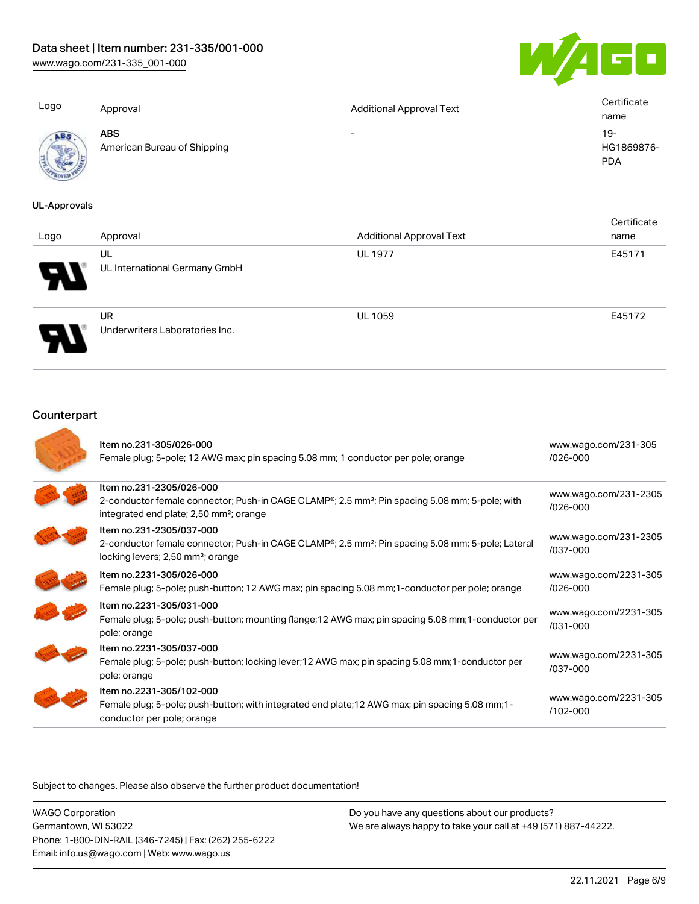| Logo | Approval | Additional Approval Text | Certificate name |
| --- | --- | --- | --- |
| | **ABS** American Bureau of Shipping | - | 19-HG1869876-PDA |

**UL-Approvals**

| Logo | Approval | Additional Approval Text | Certificate name |
| --- | --- | --- | --- |
| | **UL** UL International Germany GmbH | UL 1977 | E45171 |
| | **UR** Underwriters Laboratories Inc. | UL 1059 | E45172 |

## Counterpart

| | Item | Link |
| --- | --- | --- |
| | Item no.231-305/026-000<br>Female plug; 5-pole; 12 AWG max; pin spacing 5.08 mm; 1 conductor per pole; orange | www.wago.com/231-305/026-000 |
| | Item no.231-2305/026-000<br>2-conductor female connector; Push-in CAGE CLAMP®; 2.5 mm²; Pin spacing 5.08 mm; 5-pole; with integrated end plate; 2,50 mm²; orange | www.wago.com/231-2305/026-000 |
| | Item no.231-2305/037-000<br>2-conductor female connector; Push-in CAGE CLAMP®; 2.5 mm²; Pin spacing 5.08 mm; 5-pole; Lateral locking levers; 2,50 mm²; orange | www.wago.com/231-2305/037-000 |
| | Item no.2231-305/026-000<br>Female plug; 5-pole; push-button; 12 AWG max; pin spacing 5.08 mm;1-conductor per pole; orange | www.wago.com/2231-305/026-000 |
| | Item no.2231-305/031-000<br>Female plug; 5-pole; push-button; mounting flange;12 AWG max; pin spacing 5.08 mm;1-conductor per pole; orange | www.wago.com/2231-305/031-000 |
| | Item no.2231-305/037-000<br>Female plug; 5-pole; push-button; locking lever;12 AWG max; pin spacing 5.08 mm;1-conductor per pole; orange | www.wago.com/2231-305/037-000 |
| | Item no.2231-305/102-000<br>Female plug; 5-pole; push-button; with integrated end plate;12 AWG max; pin spacing 5.08 mm;1-conductor per pole; orange | www.wago.com/2231-305/102-000 |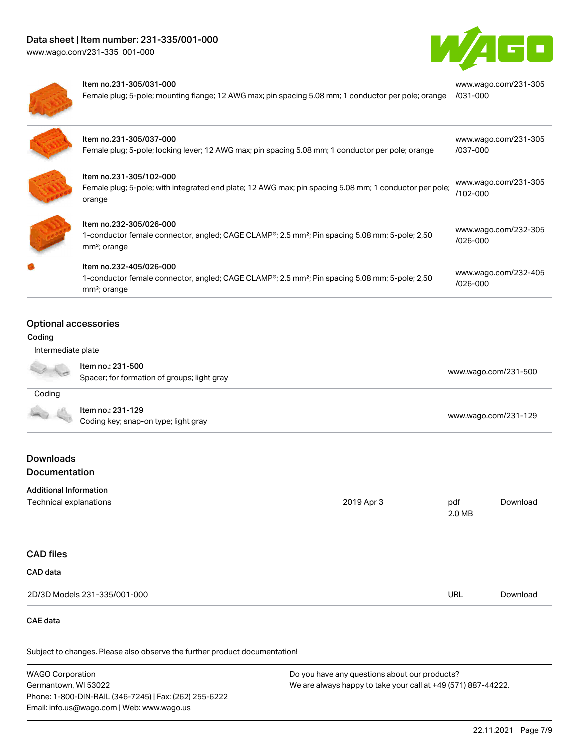| Item | Description | Link |
|---|---|---|
| Item no.231-305/031-000 | Female plug; 5-pole; mounting flange; 12 AWG max; pin spacing 5.08 mm; 1 conductor per pole; orange | www.wago.com/231-305/031-000 |
| Item no.231-305/037-000 | Female plug; 5-pole; locking lever; 12 AWG max; pin spacing 5.08 mm; 1 conductor per pole; orange | www.wago.com/231-305/037-000 |
| Item no.231-305/102-000 | Female plug; 5-pole; with integrated end plate; 12 AWG max; pin spacing 5.08 mm; 1 conductor per pole; orange | www.wago.com/231-305/102-000 |
| Item no.232-305/026-000 | 1-conductor female connector, angled; CAGE CLAMP®; 2.5 mm²; Pin spacing 5.08 mm; 5-pole; 2,50 mm²; orange | www.wago.com/232-305/026-000 |
| Item no.232-405/026-000 | 1-conductor female connector, angled; CAGE CLAMP®; 2.5 mm²; Pin spacing 5.08 mm; 5-pole; 2,50 mm²; orange | www.wago.com/232-405/026-000 |

## Optional accessories

### Coding

**Intermediate plate**

| Item | Description | Link |
|---|---|---|
| Item no.: 231-500 | Spacer; for formation of groups; light gray | www.wago.com/231-500 |

**Coding**

| Item | Description | Link |
|---|---|---|
| Item no.: 231-129 | Coding key; snap-on type; light gray | www.wago.com/231-129 |

## Downloads

## Documentation

**Additional Information**

| Document | Date | Format | |
|---|---|---|---|
| Technical explanations | 2019 Apr 3 | pdf 2.0 MB | Download |

## CAD files

**CAD data**

| Document | Format | |
|---|---|---|
| 2D/3D Models 231-335/001-000 | URL | Download |

**CAE data**

Subject to changes. Please also observe the further product documentation!

WAGO Corporation
Germantown, WI 53022
Phone: 1-800-DIN-RAIL (346-7245) | Fax: (262) 255-6222
Email: info.us@wago.com | Web: www.wago.us

Do you have any questions about our products?
We are always happy to take your call at +49 (571) 887-44222.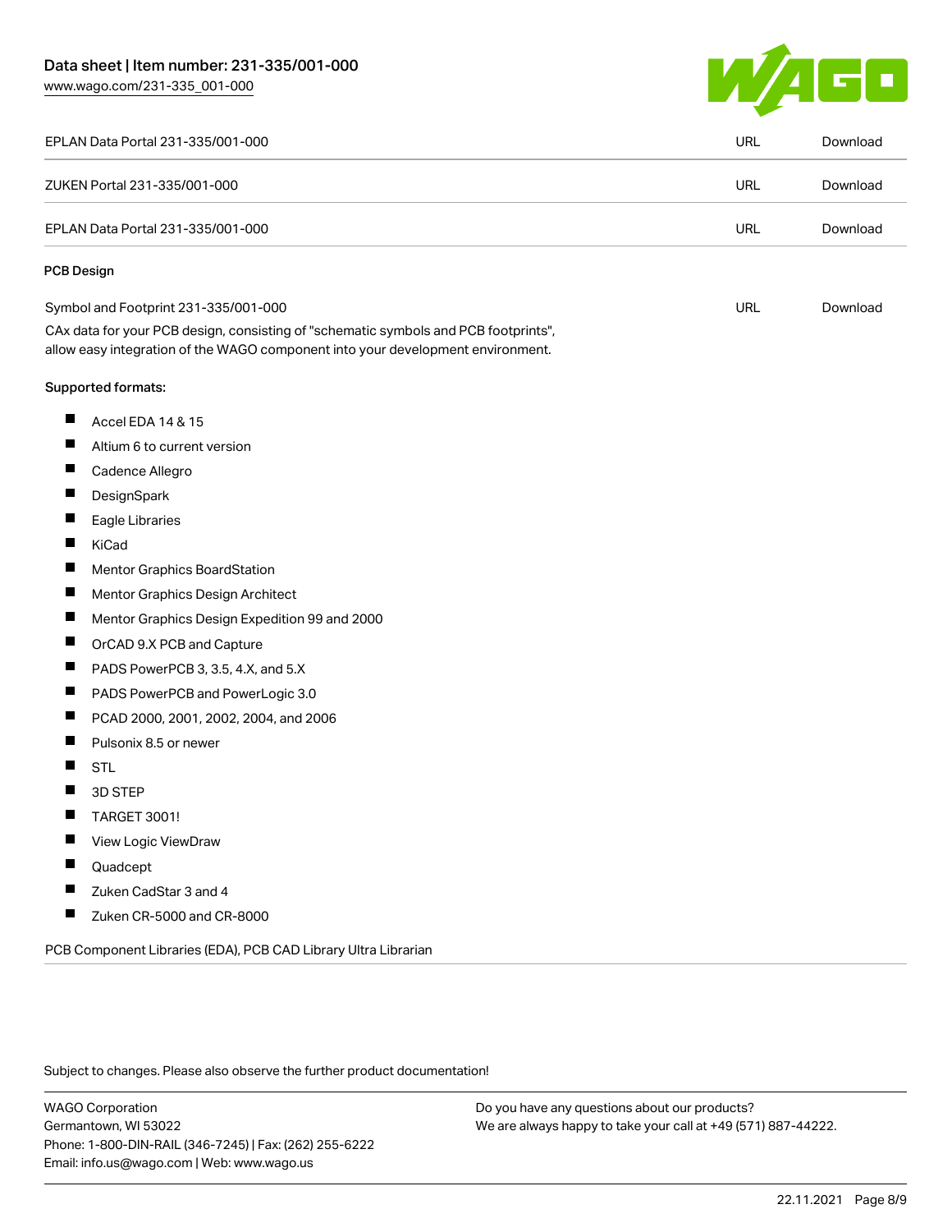| | | |
|---|---|---|
| EPLAN Data Portal 231-335/001-000 | URL | Download |
| ZUKEN Portal 231-335/001-000 | URL | Download |
| EPLAN Data Portal 231-335/001-000 | URL | Download |

### PCB Design

| | | |
|---|---|---|
| Symbol and Footprint 231-335/001-000 | URL | Download |

CAx data for your PCB design, consisting of "schematic symbols and PCB footprints", allow easy integration of the WAGO component into your development environment.

Supported formats:

- Accel EDA 14 & 15
- Altium 6 to current version
- Cadence Allegro
- DesignSpark
- Eagle Libraries
- KiCad
- Mentor Graphics BoardStation
- Mentor Graphics Design Architect
- Mentor Graphics Design Expedition 99 and 2000
- OrCAD 9.X PCB and Capture
- PADS PowerPCB 3, 3.5, 4.X, and 5.X
- PADS PowerPCB and PowerLogic 3.0
- PCAD 2000, 2001, 2002, 2004, and 2006
- Pulsonix 8.5 or newer
- STL
- 3D STEP
- TARGET 3001!
- View Logic ViewDraw
- Quadcept
- Zuken CadStar 3 and 4
- Zuken CR-5000 and CR-8000

PCB Component Libraries (EDA), PCB CAD Library Ultra Librarian

Subject to changes. Please also observe the further product documentation!

WAGO Corporation
Germantown, WI 53022
Phone: 1-800-DIN-RAIL (346-7245) | Fax: (262) 255-6222
Email: info.us@wago.com | Web: www.wago.us

Do you have any questions about our products?
We are always happy to take your call at +49 (571) 887-44222.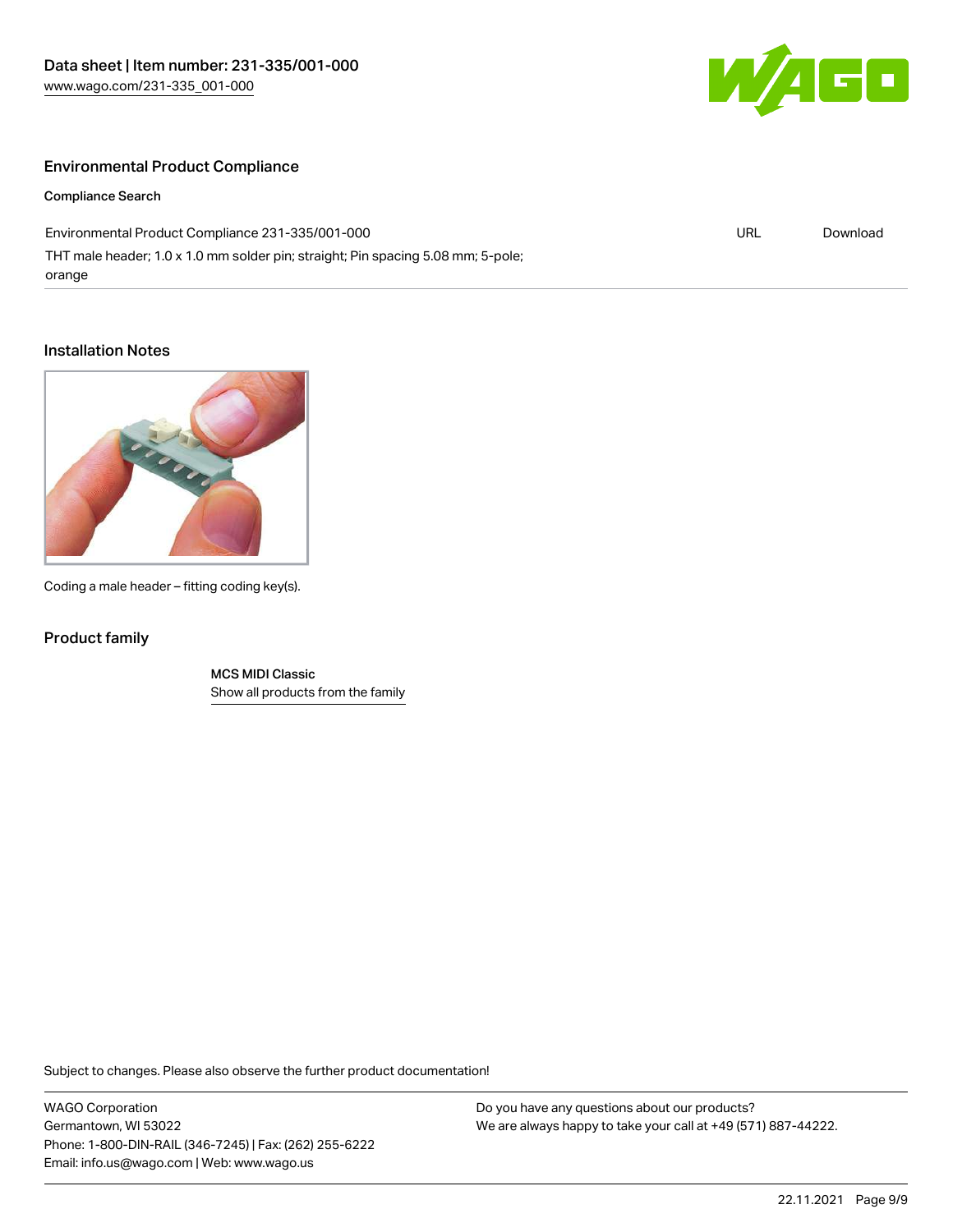## Environmental Product Compliance

### Compliance Search

| | | |
|---|---|---|
| Environmental Product Compliance 231-335/001-000<br>THT male header; 1.0 x 1.0 mm solder pin; straight; Pin spacing 5.08 mm; 5-pole; orange | URL | Download |

## Installation Notes

Coding a male header – fitting coding key(s).

## Product family

**MCS MIDI Classic**
Show all products from the family

Subject to changes. Please also observe the further product documentation!

WAGO Corporation
Germantown, WI 53022
Phone: 1-800-DIN-RAIL (346-7245) | Fax: (262) 255-6222
Email: info.us@wago.com | Web: www.wago.us

Do you have any questions about our products?
We are always happy to take your call at +49 (571) 887-44222.